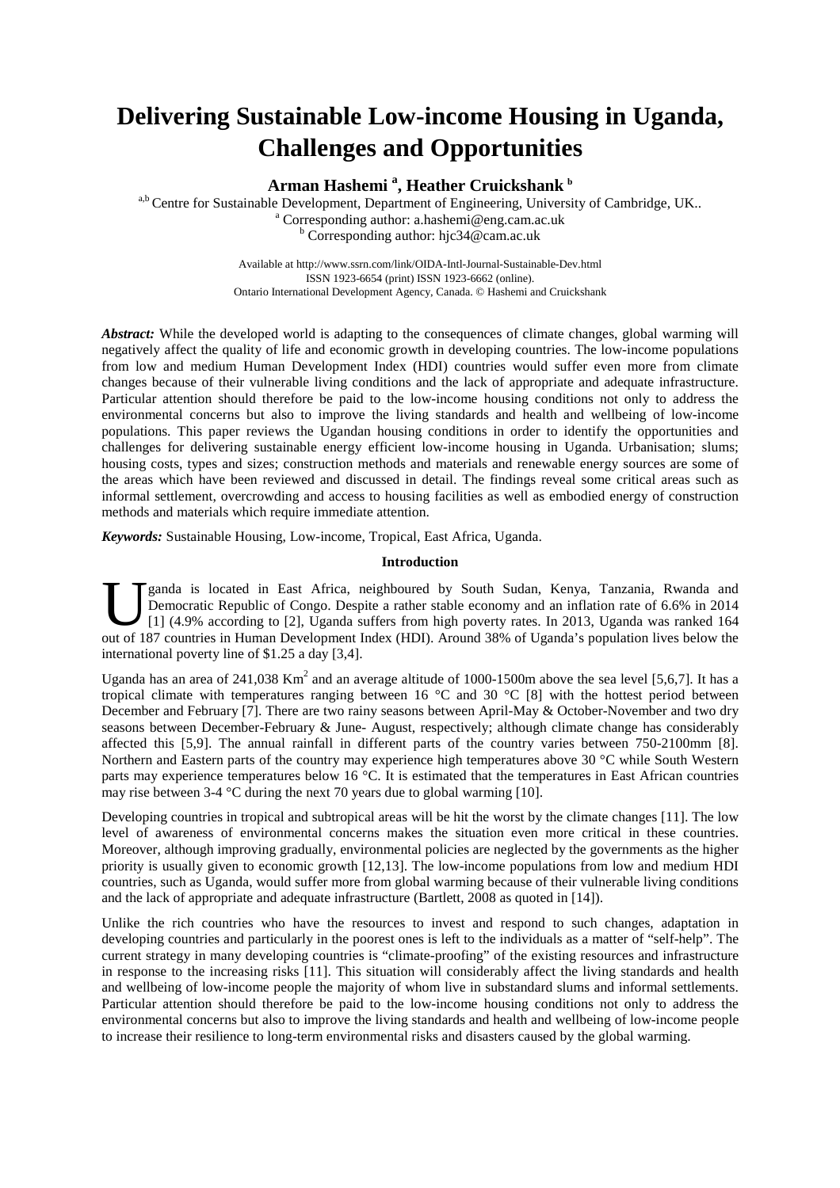# Delivering Sustainable Low-income Housing in Uganda, Challenges and Opportunities

**Arman Hashemi [a], Heather Cruickshank [b]**

[a,b] Centre for Sustainable Development, Department of Engineering, University of Cambridge, UK..
[a] Corresponding author: a.hashemi@eng.cam.ac.uk
[b] Corresponding author: hjc34@cam.ac.uk

Available at http://www.ssrn.com/link/OIDA-Intl-Journal-Sustainable-Dev.html
ISSN 1923-6654 (print) ISSN 1923-6662 (online).
Ontario International Development Agency, Canada. © Hashemi and Cruickshank

***Abstract:*** While the developed world is adapting to the consequences of climate changes, global warming will negatively affect the quality of life and economic growth in developing countries. The low-income populations from low and medium Human Development Index (HDI) countries would suffer even more from climate changes because of their vulnerable living conditions and the lack of appropriate and adequate infrastructure. Particular attention should therefore be paid to the low-income housing conditions not only to address the environmental concerns but also to improve the living standards and health and wellbeing of low-income populations. This paper reviews the Ugandan housing conditions in order to identify the opportunities and challenges for delivering sustainable energy efficient low-income housing in Uganda. Urbanisation; slums; housing costs, types and sizes; construction methods and materials and renewable energy sources are some of the areas which have been reviewed and discussed in detail. The findings reveal some critical areas such as informal settlement, overcrowding and access to housing facilities as well as embodied energy of construction methods and materials which require immediate attention.

***Keywords:*** Sustainable Housing, Low-income, Tropical, East Africa, Uganda.

## Introduction

Uganda is located in East Africa, neighboured by South Sudan, Kenya, Tanzania, Rwanda and Democratic Republic of Congo. Despite a rather stable economy and an inflation rate of 6.6% in 2014 [1] (4.9% according to [2], Uganda suffers from high poverty rates. In 2013, Uganda was ranked 164 out of 187 countries in Human Development Index (HDI). Around 38% of Uganda's population lives below the international poverty line of $1.25 a day [3,4].

Uganda has an area of 241,038 Km$^2$ and an average altitude of 1000-1500m above the sea level [5,6,7]. It has a tropical climate with temperatures ranging between 16 °C and 30 °C [8] with the hottest period between December and February [7]. There are two rainy seasons between April-May & October-November and two dry seasons between December-February & June- August, respectively; although climate change has considerably affected this [5,9]. The annual rainfall in different parts of the country varies between 750-2100mm [8]. Northern and Eastern parts of the country may experience high temperatures above 30 °C while South Western parts may experience temperatures below 16 °C. It is estimated that the temperatures in East African countries may rise between 3-4 °C during the next 70 years due to global warming [10].

Developing countries in tropical and subtropical areas will be hit the worst by the climate changes [11]. The low level of awareness of environmental concerns makes the situation even more critical in these countries. Moreover, although improving gradually, environmental policies are neglected by the governments as the higher priority is usually given to economic growth [12,13]. The low-income populations from low and medium HDI countries, such as Uganda, would suffer more from global warming because of their vulnerable living conditions and the lack of appropriate and adequate infrastructure (Bartlett, 2008 as quoted in [14]).

Unlike the rich countries who have the resources to invest and respond to such changes, adaptation in developing countries and particularly in the poorest ones is left to the individuals as a matter of "self-help". The current strategy in many developing countries is "climate-proofing" of the existing resources and infrastructure in response to the increasing risks [11]. This situation will considerably affect the living standards and health and wellbeing of low-income people the majority of whom live in substandard slums and informal settlements. Particular attention should therefore be paid to the low-income housing conditions not only to address the environmental concerns but also to improve the living standards and health and wellbeing of low-income people to increase their resilience to long-term environmental risks and disasters caused by the global warming.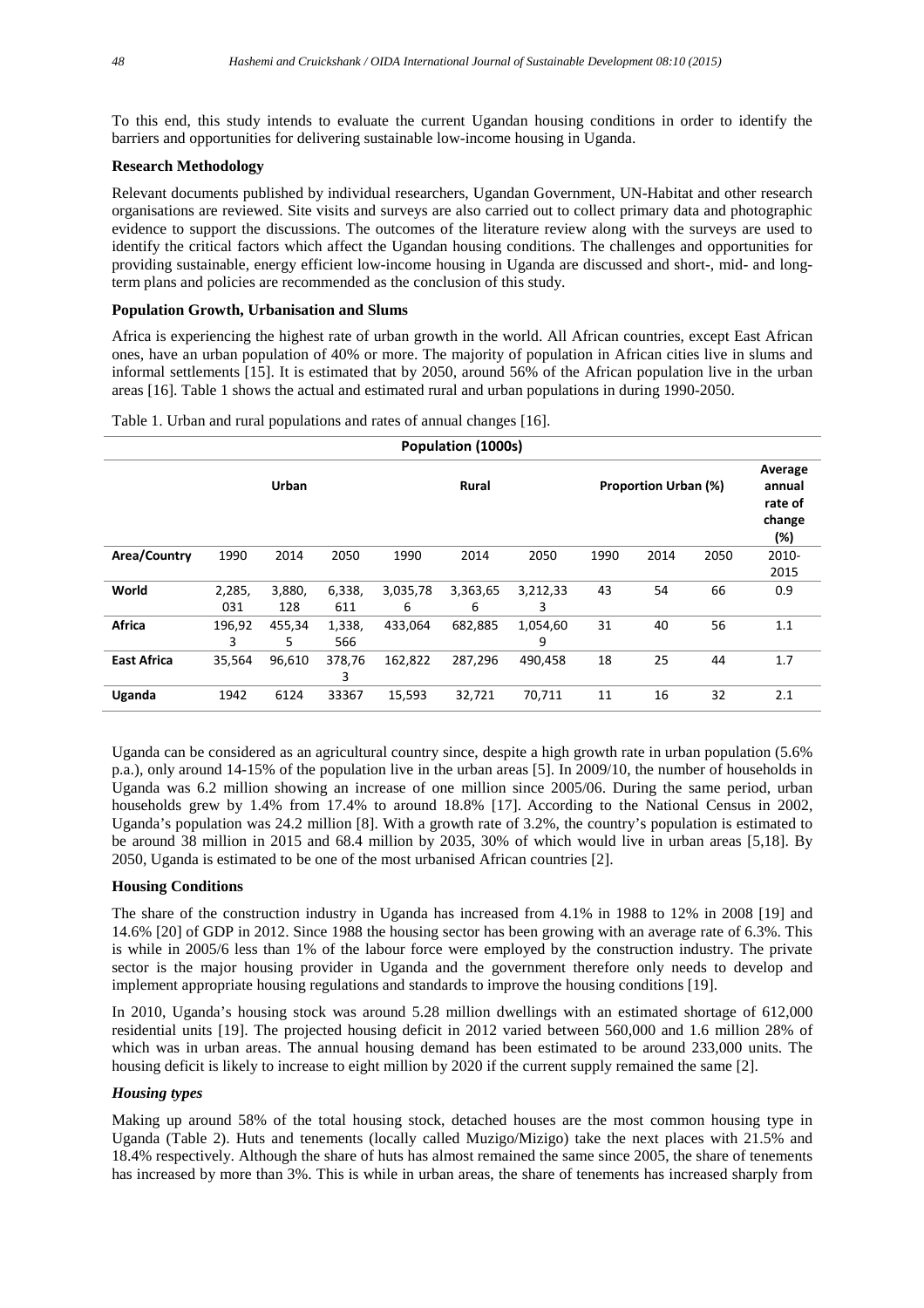To this end, this study intends to evaluate the current Ugandan housing conditions in order to identify the barriers and opportunities for delivering sustainable low-income housing in Uganda.

### Research Methodology

Relevant documents published by individual researchers, Ugandan Government, UN-Habitat and other research organisations are reviewed. Site visits and surveys are also carried out to collect primary data and photographic evidence to support the discussions. The outcomes of the literature review along with the surveys are used to identify the critical factors which affect the Ugandan housing conditions. The challenges and opportunities for providing sustainable, energy efficient low-income housing in Uganda are discussed and short-, mid- and long-term plans and policies are recommended as the conclusion of this study.

### Population Growth, Urbanisation and Slums

Africa is experiencing the highest rate of urban growth in the world. All African countries, except East African ones, have an urban population of 40% or more. The majority of population in African cities live in slums and informal settlements [15]. It is estimated that by 2050, around 56% of the African population live in the urban areas [16]. Table 1 shows the actual and estimated rural and urban populations in during 1990-2050.

Table 1. Urban and rural populations and rates of annual changes [16].

| Population (1000s) | | | | | | | | | | |
|---|---|---|---|---|---|---|---|---|---|---|
| | Urban | | | Rural | | | Proportion Urban (%) | | | Average annual rate of change (%) |
| Area/Country | 1990 | 2014 | 2050 | 1990 | 2014 | 2050 | 1990 | 2014 | 2050 | 2010-2015 |
| World | 2,285,031 | 3,880,128 | 6,338,611 | 3,035,786 | 3,363,656 | 3,212,333 | 43 | 54 | 66 | 0.9 |
| Africa | 196,923 | 455,345 | 1,338,566 | 433,064 | 682,885 | 1,054,609 | 31 | 40 | 56 | 1.1 |
| East Africa | 35,564 | 96,610 | 378,763 | 162,822 | 287,296 | 490,458 | 18 | 25 | 44 | 1.7 |
| Uganda | 1942 | 6124 | 33367 | 15,593 | 32,721 | 70,711 | 11 | 16 | 32 | 2.1 |

Uganda can be considered as an agricultural country since, despite a high growth rate in urban population (5.6% p.a.), only around 14-15% of the population live in the urban areas [5]. In 2009/10, the number of households in Uganda was 6.2 million showing an increase of one million since 2005/06. During the same period, urban households grew by 1.4% from 17.4% to around 18.8% [17]. According to the National Census in 2002, Uganda's population was 24.2 million [8]. With a growth rate of 3.2%, the country's population is estimated to be around 38 million in 2015 and 68.4 million by 2035, 30% of which would live in urban areas [5,18]. By 2050, Uganda is estimated to be one of the most urbanised African countries [2].

### Housing Conditions

The share of the construction industry in Uganda has increased from 4.1% in 1988 to 12% in 2008 [19] and 14.6% [20] of GDP in 2012. Since 1988 the housing sector has been growing with an average rate of 6.3%. This is while in 2005/6 less than 1% of the labour force were employed by the construction industry. The private sector is the major housing provider in Uganda and the government therefore only needs to develop and implement appropriate housing regulations and standards to improve the housing conditions [19].

In 2010, Uganda's housing stock was around 5.28 million dwellings with an estimated shortage of 612,000 residential units [19]. The projected housing deficit in 2012 varied between 560,000 and 1.6 million 28% of which was in urban areas. The annual housing demand has been estimated to be around 233,000 units. The housing deficit is likely to increase to eight million by 2020 if the current supply remained the same [2].

#### *Housing types*

Making up around 58% of the total housing stock, detached houses are the most common housing type in Uganda (Table 2). Huts and tenements (locally called Muzigo/Mizigo) take the next places with 21.5% and 18.4% respectively. Although the share of huts has almost remained the same since 2005, the share of tenements has increased by more than 3%. This is while in urban areas, the share of tenements has increased sharply from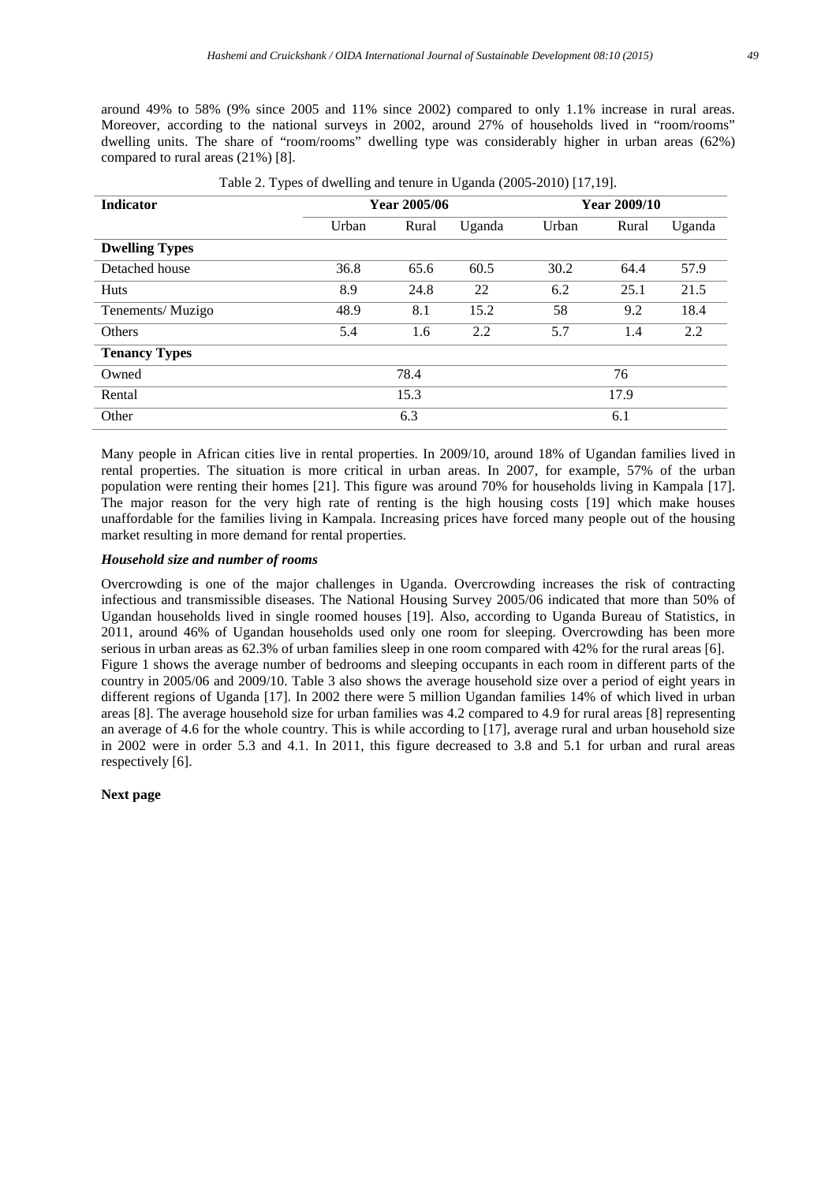around 49% to 58% (9% since 2005 and 11% since 2002) compared to only 1.1% increase in rural areas. Moreover, according to the national surveys in 2002, around 27% of households lived in "room/rooms" dwelling units. The share of "room/rooms" dwelling type was considerably higher in urban areas (62%) compared to rural areas (21%) [8].

Table 2. Types of dwelling and tenure in Uganda (2005-2010) [17,19].

| Indicator | Year 2005/06 | | | Year 2009/10 | | |
|---|---|---|---|---|---|---|
| | Urban | Rural | Uganda | Urban | Rural | Uganda |
| **Dwelling Types** | | | | | | |
| Detached house | 36.8 | 65.6 | 60.5 | 30.2 | 64.4 | 57.9 |
| Huts | 8.9 | 24.8 | 22 | 6.2 | 25.1 | 21.5 |
| Tenements/ Muzigo | 48.9 | 8.1 | 15.2 | 58 | 9.2 | 18.4 |
| Others | 5.4 | 1.6 | 2.2 | 5.7 | 1.4 | 2.2 |
| **Tenancy Types** | | | | | | |
| Owned | | 78.4 | | | 76 | |
| Rental | | 15.3 | | | 17.9 | |
| Other | | 6.3 | | | 6.1 | |

Many people in African cities live in rental properties. In 2009/10, around 18% of Ugandan families lived in rental properties. The situation is more critical in urban areas. In 2007, for example, 57% of the urban population were renting their homes [21]. This figure was around 70% for households living in Kampala [17]. The major reason for the very high rate of renting is the high housing costs [19] which make houses unaffordable for the families living in Kampala. Increasing prices have forced many people out of the housing market resulting in more demand for rental properties.

***Household size and number of rooms***

Overcrowding is one of the major challenges in Uganda. Overcrowding increases the risk of contracting infectious and transmissible diseases. The National Housing Survey 2005/06 indicated that more than 50% of Ugandan households lived in single roomed houses [19]. Also, according to Uganda Bureau of Statistics, in 2011, around 46% of Ugandan households used only one room for sleeping. Overcrowding has been more serious in urban areas as 62.3% of urban families sleep in one room compared with 42% for the rural areas [6].

Figure 1 shows the average number of bedrooms and sleeping occupants in each room in different parts of the country in 2005/06 and 2009/10. Table 3 also shows the average household size over a period of eight years in different regions of Uganda [17]. In 2002 there were 5 million Ugandan families 14% of which lived in urban areas [8]. The average household size for urban families was 4.2 compared to 4.9 for rural areas [8] representing an average of 4.6 for the whole country. This is while according to [17], average rural and urban household size in 2002 were in order 5.3 and 4.1. In 2011, this figure decreased to 3.8 and 5.1 for urban and rural areas respectively [6].

**Next page**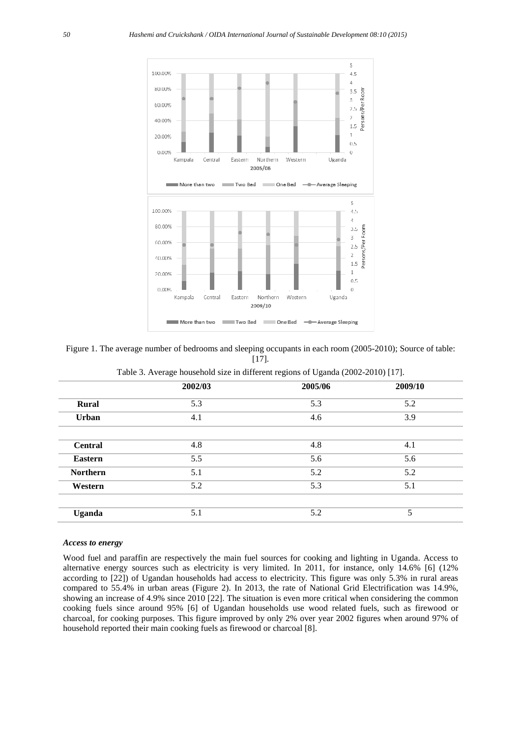Figure 1. The average number of bedrooms and sleeping occupants in each room (2005-2010); Source of table: [17].

Table 3. Average household size in different regions of Uganda (2002-2010) [17].

| | 2002/03 | 2005/06 | 2009/10 |
|---|---|---|---|
| **Rural** | 5.3 | 5.3 | 5.2 |
| **Urban** | 4.1 | 4.6 | 3.9 |
| | | | |
| **Central** | 4.8 | 4.8 | 4.1 |
| **Eastern** | 5.5 | 5.6 | 5.6 |
| **Northern** | 5.1 | 5.2 | 5.2 |
| **Western** | 5.2 | 5.3 | 5.1 |
| | | | |
| **Uganda** | 5.1 | 5.2 | 5 |

### *Access to energy*

Wood fuel and paraffin are respectively the main fuel sources for cooking and lighting in Uganda. Access to alternative energy sources such as electricity is very limited. In 2011, for instance, only 14.6% [6] (12% according to [22]) of Ugandan households had access to electricity. This figure was only 5.3% in rural areas compared to 55.4% in urban areas (Figure 2). In 2013, the rate of National Grid Electrification was 14.9%, showing an increase of 4.9% since 2010 [22]. The situation is even more critical when considering the common cooking fuels since around 95% [6] of Ugandan households use wood related fuels, such as firewood or charcoal, for cooking purposes. This figure improved by only 2% over year 2002 figures when around 97% of household reported their main cooking fuels as firewood or charcoal [8].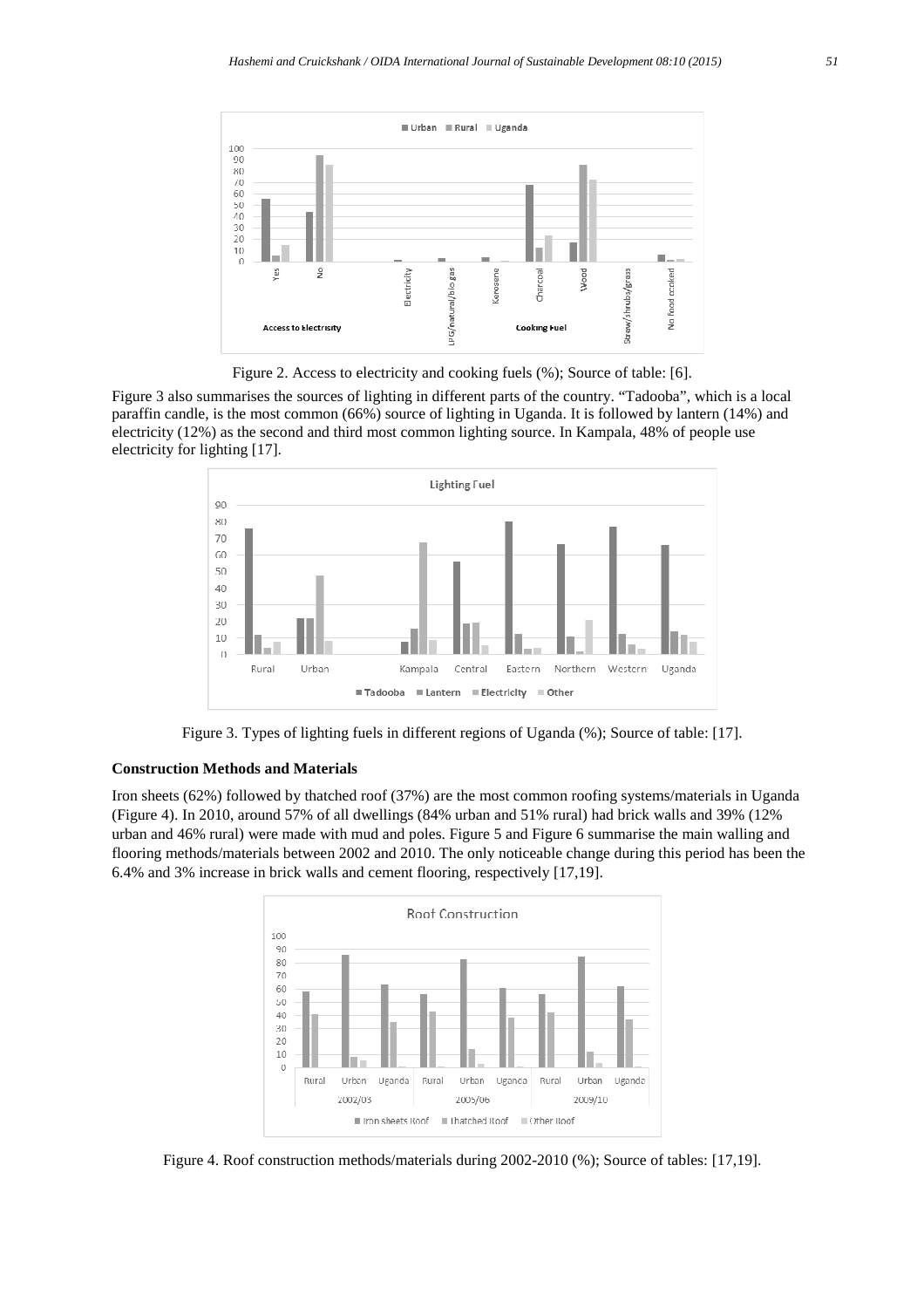Figure 2. Access to electricity and cooking fuels (%); Source of table: [6].

Figure 3 also summarises the sources of lighting in different parts of the country. "Tadooba", which is a local paraffin candle, is the most common (66%) source of lighting in Uganda. It is followed by lantern (14%) and electricity (12%) as the second and third most common lighting source. In Kampala, 48% of people use electricity for lighting [17].

Figure 3. Types of lighting fuels in different regions of Uganda (%); Source of table: [17].

### Construction Methods and Materials

Iron sheets (62%) followed by thatched roof (37%) are the most common roofing systems/materials in Uganda (Figure 4). In 2010, around 57% of all dwellings (84% urban and 51% rural) had brick walls and 39% (12% urban and 46% rural) were made with mud and poles. Figure 5 and Figure 6 summarise the main walling and flooring methods/materials between 2002 and 2010. The only noticeable change during this period has been the 6.4% and 3% increase in brick walls and cement flooring, respectively [17,19].

Figure 4. Roof construction methods/materials during 2002-2010 (%); Source of tables: [17,19].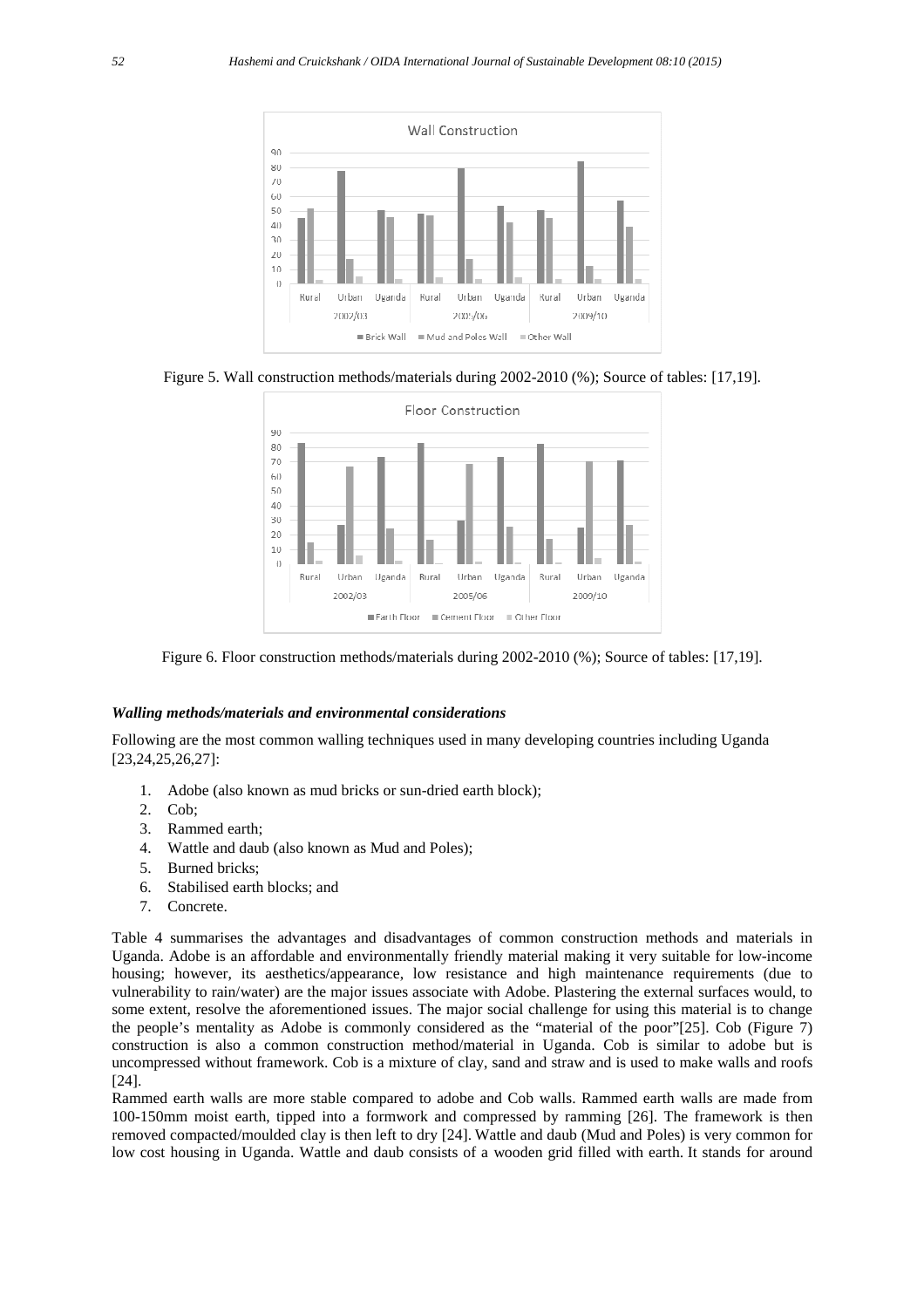Figure 5. Wall construction methods/materials during 2002-2010 (%); Source of tables: [17,19].

Figure 6. Floor construction methods/materials during 2002-2010 (%); Source of tables: [17,19].

### *Walling methods/materials and environmental considerations*

Following are the most common walling techniques used in many developing countries including Uganda [23,24,25,26,27]:

1. Adobe (also known as mud bricks or sun-dried earth block);
2. Cob;
3. Rammed earth;
4. Wattle and daub (also known as Mud and Poles);
5. Burned bricks;
6. Stabilised earth blocks; and
7. Concrete.

Table 4 summarises the advantages and disadvantages of common construction methods and materials in Uganda. Adobe is an affordable and environmentally friendly material making it very suitable for low-income housing; however, its aesthetics/appearance, low resistance and high maintenance requirements (due to vulnerability to rain/water) are the major issues associate with Adobe. Plastering the external surfaces would, to some extent, resolve the aforementioned issues. The major social challenge for using this material is to change the people's mentality as Adobe is commonly considered as the "material of the poor"[25]. Cob (Figure 7) construction is also a common construction method/material in Uganda. Cob is similar to adobe but is uncompressed without framework. Cob is a mixture of clay, sand and straw and is used to make walls and roofs [24].

Rammed earth walls are more stable compared to adobe and Cob walls. Rammed earth walls are made from 100-150mm moist earth, tipped into a formwork and compressed by ramming [26]. The framework is then removed compacted/moulded clay is then left to dry [24]. Wattle and daub (Mud and Poles) is very common for low cost housing in Uganda. Wattle and daub consists of a wooden grid filled with earth. It stands for around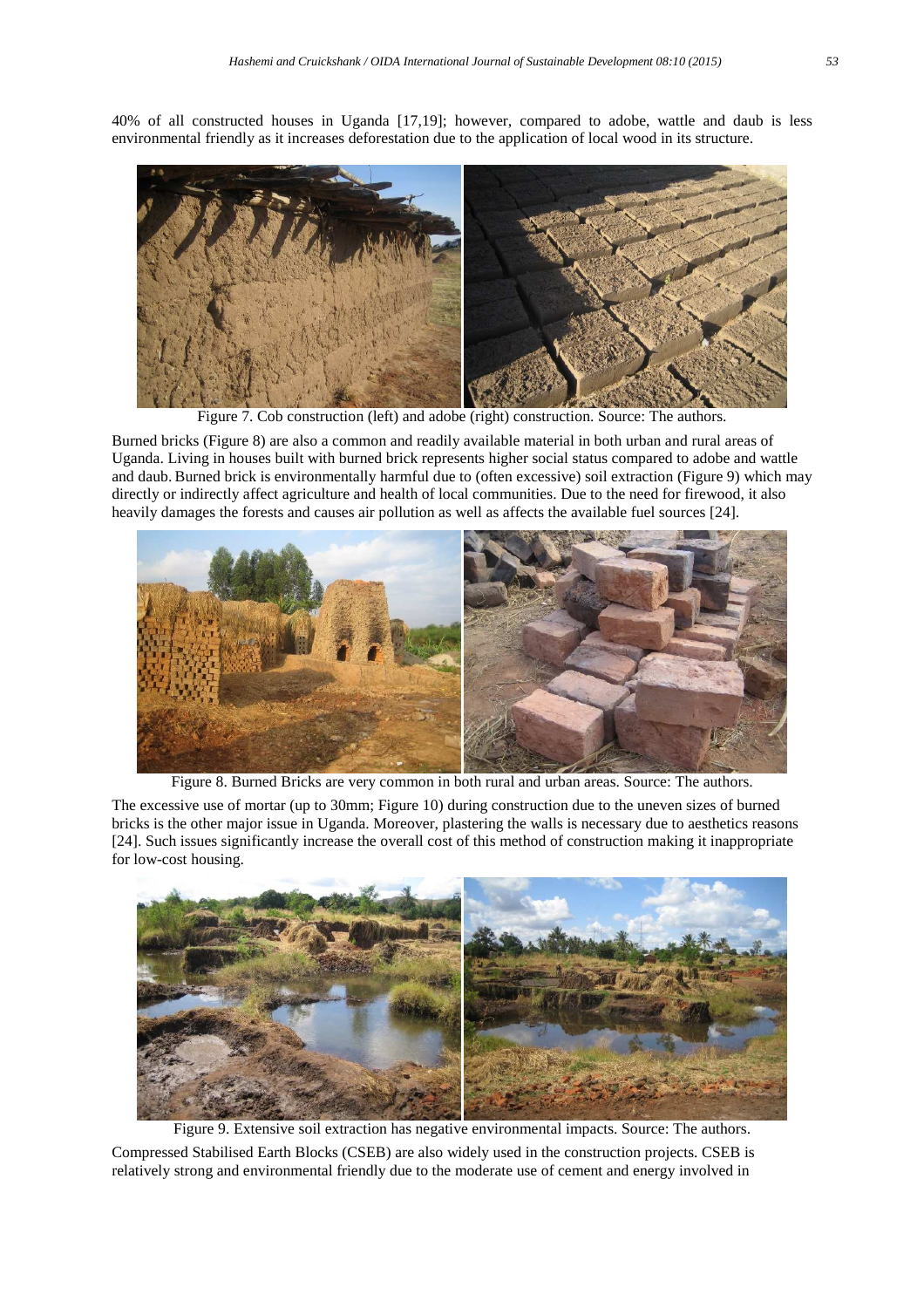40% of all constructed houses in Uganda [17,19]; however, compared to adobe, wattle and daub is less environmental friendly as it increases deforestation due to the application of local wood in its structure.

Figure 7. Cob construction (left) and adobe (right) construction. Source: The authors.

Burned bricks (Figure 8) are also a common and readily available material in both urban and rural areas of Uganda. Living in houses built with burned brick represents higher social status compared to adobe and wattle and daub. Burned brick is environmentally harmful due to (often excessive) soil extraction (Figure 9) which may directly or indirectly affect agriculture and health of local communities. Due to the need for firewood, it also heavily damages the forests and causes air pollution as well as affects the available fuel sources [24].

Figure 8. Burned Bricks are very common in both rural and urban areas. Source: The authors.

The excessive use of mortar (up to 30mm; Figure 10) during construction due to the uneven sizes of burned bricks is the other major issue in Uganda. Moreover, plastering the walls is necessary due to aesthetics reasons [24]. Such issues significantly increase the overall cost of this method of construction making it inappropriate for low-cost housing.

Figure 9. Extensive soil extraction has negative environmental impacts. Source: The authors.

Compressed Stabilised Earth Blocks (CSEB) are also widely used in the construction projects. CSEB is relatively strong and environmental friendly due to the moderate use of cement and energy involved in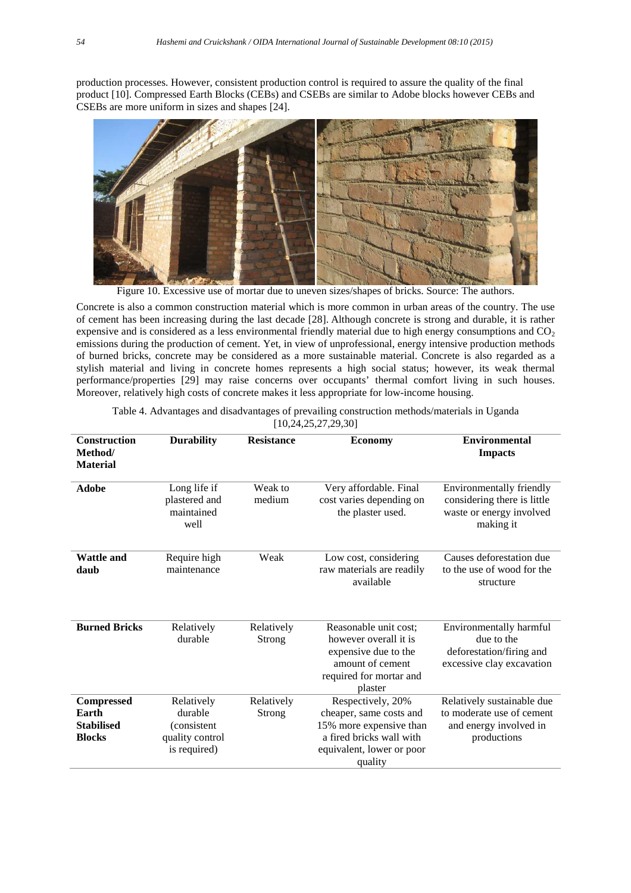production processes. However, consistent production control is required to assure the quality of the final product [10]. Compressed Earth Blocks (CEBs) and CSEBs are similar to Adobe blocks however CEBs and CSEBs are more uniform in sizes and shapes [24].

Figure 10. Excessive use of mortar due to uneven sizes/shapes of bricks. Source: The authors.

Concrete is also a common construction material which is more common in urban areas of the country. The use of cement has been increasing during the last decade [28]. Although concrete is strong and durable, it is rather expensive and is considered as a less environmental friendly material due to high energy consumptions and $CO_2$ emissions during the production of cement. Yet, in view of unprofessional, energy intensive production methods of burned bricks, concrete may be considered as a more sustainable material. Concrete is also regarded as a stylish material and living in concrete homes represents a high social status; however, its weak thermal performance/properties [29] may raise concerns over occupants' thermal comfort living in such houses. Moreover, relatively high costs of concrete makes it less appropriate for low-income housing.

Table 4. Advantages and disadvantages of prevailing construction methods/materials in Uganda [10,24,25,27,29,30]

| Construction Method/ Material | Durability | Resistance | Economy | Environmental Impacts |
|---|---|---|---|---|
| **Adobe** | Long life if plastered and maintained well | Weak to medium | Very affordable. Final cost varies depending on the plaster used. | Environmentally friendly considering there is little waste or energy involved making it |
| **Wattle and daub** | Require high maintenance | Weak | Low cost, considering raw materials are readily available | Causes deforestation due to the use of wood for the structure |
| **Burned Bricks** | Relatively durable | Relatively Strong | Reasonable unit cost; however overall it is expensive due to the amount of cement required for mortar and plaster | Environmentally harmful due to the deforestation/firing and excessive clay excavation |
| **Compressed Earth Stabilised Blocks** | Relatively durable (consistent quality control is required) | Relatively Strong | Respectively, 20% cheaper, same costs and 15% more expensive than a fired bricks wall with equivalent, lower or poor quality | Relatively sustainable due to moderate use of cement and energy involved in productions |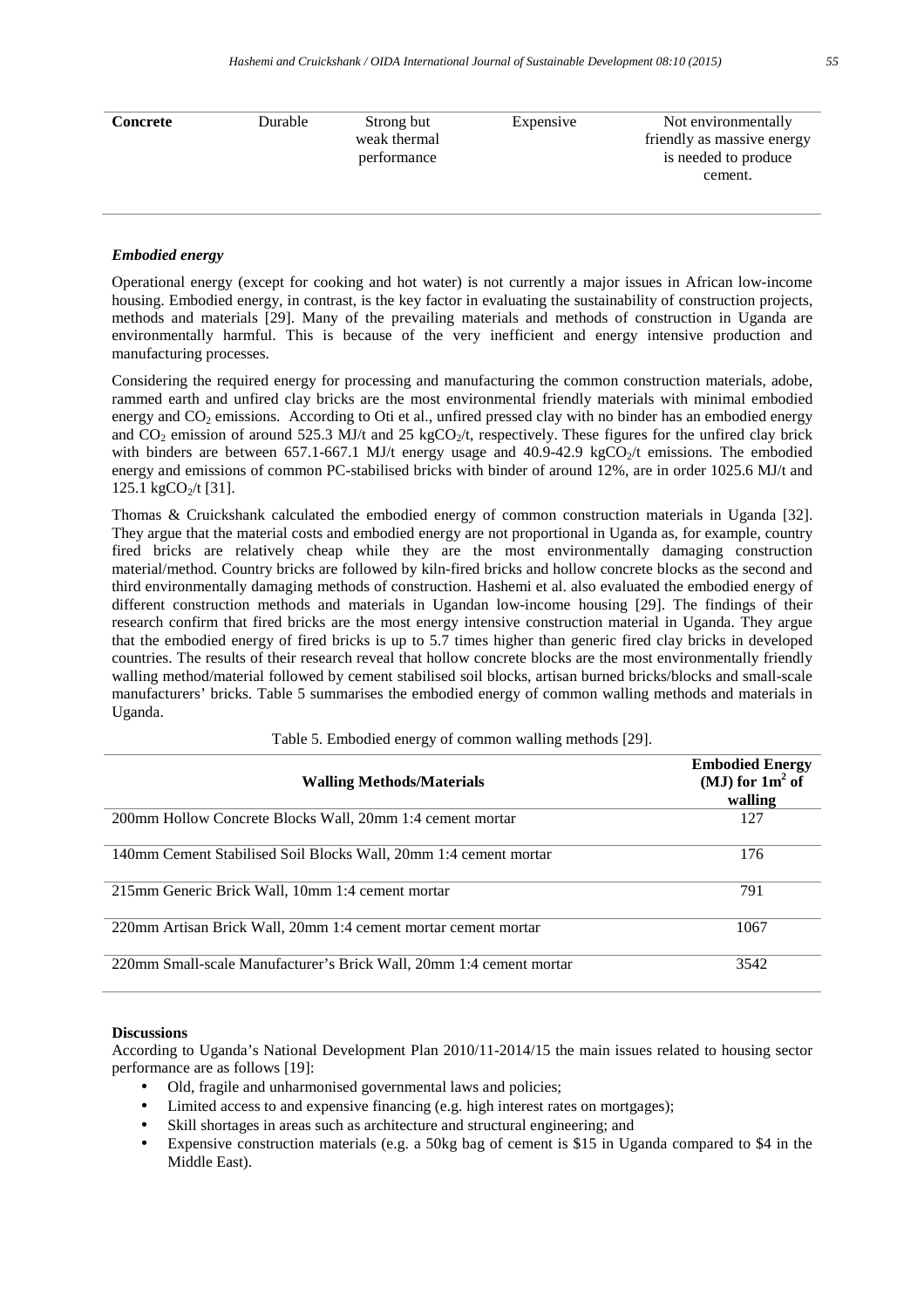| Concrete | Durable | Strong but weak thermal performance | Expensive | Not environmentally friendly as massive energy is needed to produce cement. |
|---|---|---|---|---|

### *Embodied energy*

Operational energy (except for cooking and hot water) is not currently a major issues in African low-income housing. Embodied energy, in contrast, is the key factor in evaluating the sustainability of construction projects, methods and materials [29]. Many of the prevailing materials and methods of construction in Uganda are environmentally harmful. This is because of the very inefficient and energy intensive production and manufacturing processes.

Considering the required energy for processing and manufacturing the common construction materials, adobe, rammed earth and unfired clay bricks are the most environmental friendly materials with minimal embodied energy and $CO_2$ emissions. According to Oti et al., unfired pressed clay with no binder has an embodied energy and $CO_2$ emission of around 525.3 MJ/t and 25 $kgCO_2$/t, respectively. These figures for the unfired clay brick with binders are between 657.1-667.1 MJ/t energy usage and 40.9-42.9 $kgCO_2$/t emissions. The embodied energy and emissions of common PC-stabilised bricks with binder of around 12%, are in order 1025.6 MJ/t and 125.1 $kgCO_2$/t [31].

Thomas & Cruickshank calculated the embodied energy of common construction materials in Uganda [32]. They argue that the material costs and embodied energy are not proportional in Uganda as, for example, country fired bricks are relatively cheap while they are the most environmentally damaging construction material/method. Country bricks are followed by kiln-fired bricks and hollow concrete blocks as the second and third environmentally damaging methods of construction. Hashemi et al. also evaluated the embodied energy of different construction methods and materials in Ugandan low-income housing [29]. The findings of their research confirm that fired bricks are the most energy intensive construction material in Uganda. They argue that the embodied energy of fired bricks is up to 5.7 times higher than generic fired clay bricks in developed countries. The results of their research reveal that hollow concrete blocks are the most environmentally friendly walling method/material followed by cement stabilised soil blocks, artisan burned bricks/blocks and small-scale manufacturers' bricks. Table 5 summarises the embodied energy of common walling methods and materials in Uganda.

Table 5. Embodied energy of common walling methods [29].

| Walling Methods/Materials | Embodied Energy (MJ) for $1m^2$ of walling |
|---|---|
| 200mm Hollow Concrete Blocks Wall, 20mm 1:4 cement mortar | 127 |
| 140mm Cement Stabilised Soil Blocks Wall, 20mm 1:4 cement mortar | 176 |
| 215mm Generic Brick Wall, 10mm 1:4 cement mortar | 791 |
| 220mm Artisan Brick Wall, 20mm 1:4 cement mortar cement mortar | 1067 |
| 220mm Small-scale Manufacturer's Brick Wall, 20mm 1:4 cement mortar | 3542 |

## Discussions

According to Uganda's National Development Plan 2010/11-2014/15 the main issues related to housing sector performance are as follows [19]:

- Old, fragile and unharmonised governmental laws and policies;
- Limited access to and expensive financing (e.g. high interest rates on mortgages);
- Skill shortages in areas such as architecture and structural engineering; and
- Expensive construction materials (e.g. a 50kg bag of cement is $15 in Uganda compared to $4 in the Middle East).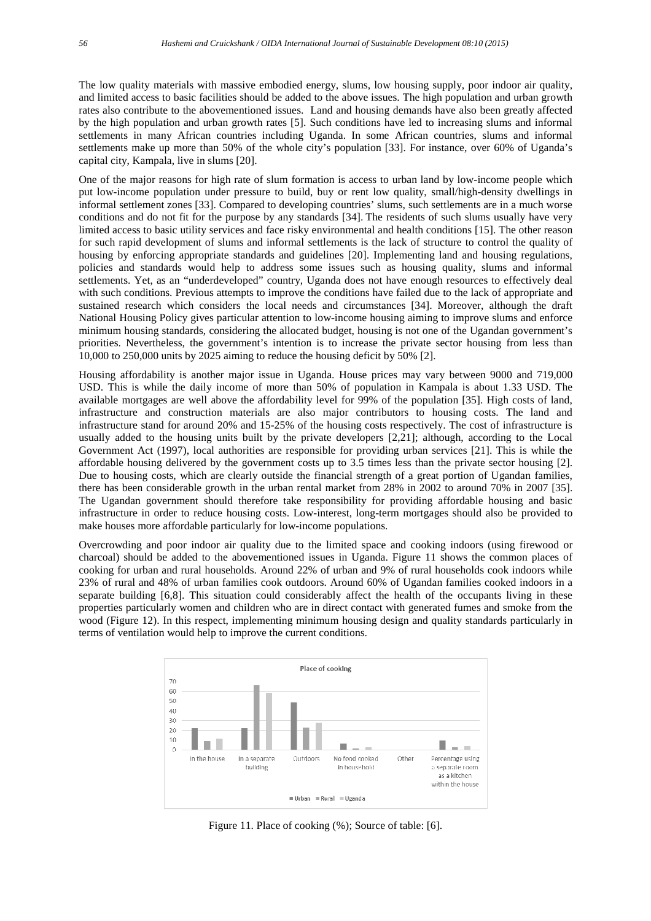The low quality materials with massive embodied energy, slums, low housing supply, poor indoor air quality, and limited access to basic facilities should be added to the above issues. The high population and urban growth rates also contribute to the abovementioned issues. Land and housing demands have also been greatly affected by the high population and urban growth rates [5]. Such conditions have led to increasing slums and informal settlements in many African countries including Uganda. In some African countries, slums and informal settlements make up more than 50% of the whole city's population [33]. For instance, over 60% of Uganda's capital city, Kampala, live in slums [20].

One of the major reasons for high rate of slum formation is access to urban land by low-income people which put low-income population under pressure to build, buy or rent low quality, small/high-density dwellings in informal settlement zones [33]. Compared to developing countries' slums, such settlements are in a much worse conditions and do not fit for the purpose by any standards [34]. The residents of such slums usually have very limited access to basic utility services and face risky environmental and health conditions [15]. The other reason for such rapid development of slums and informal settlements is the lack of structure to control the quality of housing by enforcing appropriate standards and guidelines [20]. Implementing land and housing regulations, policies and standards would help to address some issues such as housing quality, slums and informal settlements. Yet, as an "underdeveloped" country, Uganda does not have enough resources to effectively deal with such conditions. Previous attempts to improve the conditions have failed due to the lack of appropriate and sustained research which considers the local needs and circumstances [34]. Moreover, although the draft National Housing Policy gives particular attention to low-income housing aiming to improve slums and enforce minimum housing standards, considering the allocated budget, housing is not one of the Ugandan government's priorities. Nevertheless, the government's intention is to increase the private sector housing from less than 10,000 to 250,000 units by 2025 aiming to reduce the housing deficit by 50% [2].

Housing affordability is another major issue in Uganda. House prices may vary between 9000 and 719,000 USD. This is while the daily income of more than 50% of population in Kampala is about 1.33 USD. The available mortgages are well above the affordability level for 99% of the population [35]. High costs of land, infrastructure and construction materials are also major contributors to housing costs. The land and infrastructure stand for around 20% and 15-25% of the housing costs respectively. The cost of infrastructure is usually added to the housing units built by the private developers [2,21]; although, according to the Local Government Act (1997), local authorities are responsible for providing urban services [21]. This is while the affordable housing delivered by the government costs up to 3.5 times less than the private sector housing [2]. Due to housing costs, which are clearly outside the financial strength of a great portion of Ugandan families, there has been considerable growth in the urban rental market from 28% in 2002 to around 70% in 2007 [35]. The Ugandan government should therefore take responsibility for providing affordable housing and basic infrastructure in order to reduce housing costs. Low-interest, long-term mortgages should also be provided to make houses more affordable particularly for low-income populations.

Overcrowding and poor indoor air quality due to the limited space and cooking indoors (using firewood or charcoal) should be added to the abovementioned issues in Uganda. Figure 11 shows the common places of cooking for urban and rural households. Around 22% of urban and 9% of rural households cook indoors while 23% of rural and 48% of urban families cook outdoors. Around 60% of Ugandan families cooked indoors in a separate building [6,8]. This situation could considerably affect the health of the occupants living in these properties particularly women and children who are in direct contact with generated fumes and smoke from the wood (Figure 12). In this respect, implementing minimum housing design and quality standards particularly in terms of ventilation would help to improve the current conditions.

Figure 11. Place of cooking (%); Source of table: [6].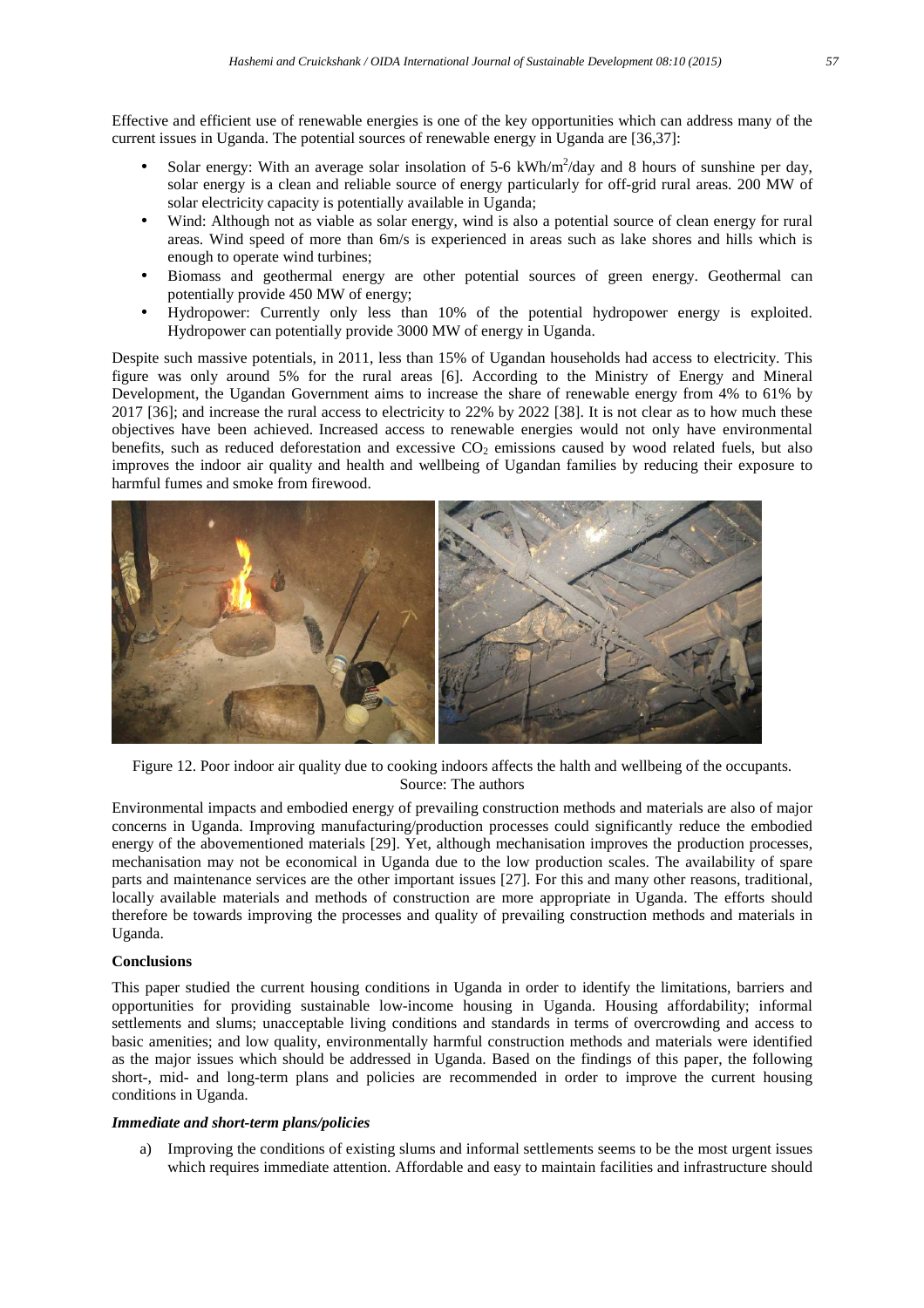Effective and efficient use of renewable energies is one of the key opportunities which can address many of the current issues in Uganda. The potential sources of renewable energy in Uganda are [36,37]:

- Solar energy: With an average solar insolation of 5-6 kWh/m$^2$/day and 8 hours of sunshine per day, solar energy is a clean and reliable source of energy particularly for off-grid rural areas. 200 MW of solar electricity capacity is potentially available in Uganda;
- Wind: Although not as viable as solar energy, wind is also a potential source of clean energy for rural areas. Wind speed of more than 6m/s is experienced in areas such as lake shores and hills which is enough to operate wind turbines;
- Biomass and geothermal energy are other potential sources of green energy. Geothermal can potentially provide 450 MW of energy;
- Hydropower: Currently only less than 10% of the potential hydropower energy is exploited. Hydropower can potentially provide 3000 MW of energy in Uganda.

Despite such massive potentials, in 2011, less than 15% of Ugandan households had access to electricity. This figure was only around 5% for the rural areas [6]. According to the Ministry of Energy and Mineral Development, the Ugandan Government aims to increase the share of renewable energy from 4% to 61% by 2017 [36]; and increase the rural access to electricity to 22% by 2022 [38]. It is not clear as to how much these objectives have been achieved. Increased access to renewable energies would not only have environmental benefits, such as reduced deforestation and excessive $CO_2$ emissions caused by wood related fuels, but also improves the indoor air quality and health and wellbeing of Ugandan families by reducing their exposure to harmful fumes and smoke from firewood.

Figure 12. Poor indoor air quality due to cooking indoors affects the halth and wellbeing of the occupants.
Source: The authors

Environmental impacts and embodied energy of prevailing construction methods and materials are also of major concerns in Uganda. Improving manufacturing/production processes could significantly reduce the embodied energy of the abovementioned materials [29]. Yet, although mechanisation improves the production processes, mechanisation may not be economical in Uganda due to the low production scales. The availability of spare parts and maintenance services are the other important issues [27]. For this and many other reasons, traditional, locally available materials and methods of construction are more appropriate in Uganda. The efforts should therefore be towards improving the processes and quality of prevailing construction methods and materials in Uganda.

## Conclusions

This paper studied the current housing conditions in Uganda in order to identify the limitations, barriers and opportunities for providing sustainable low-income housing in Uganda. Housing affordability; informal settlements and slums; unacceptable living conditions and standards in terms of overcrowding and access to basic amenities; and low quality, environmentally harmful construction methods and materials were identified as the major issues which should be addressed in Uganda. Based on the findings of this paper, the following short-, mid- and long-term plans and policies are recommended in order to improve the current housing conditions in Uganda.

### *Immediate and short-term plans/policies*

a) Improving the conditions of existing slums and informal settlements seems to be the most urgent issues which requires immediate attention. Affordable and easy to maintain facilities and infrastructure should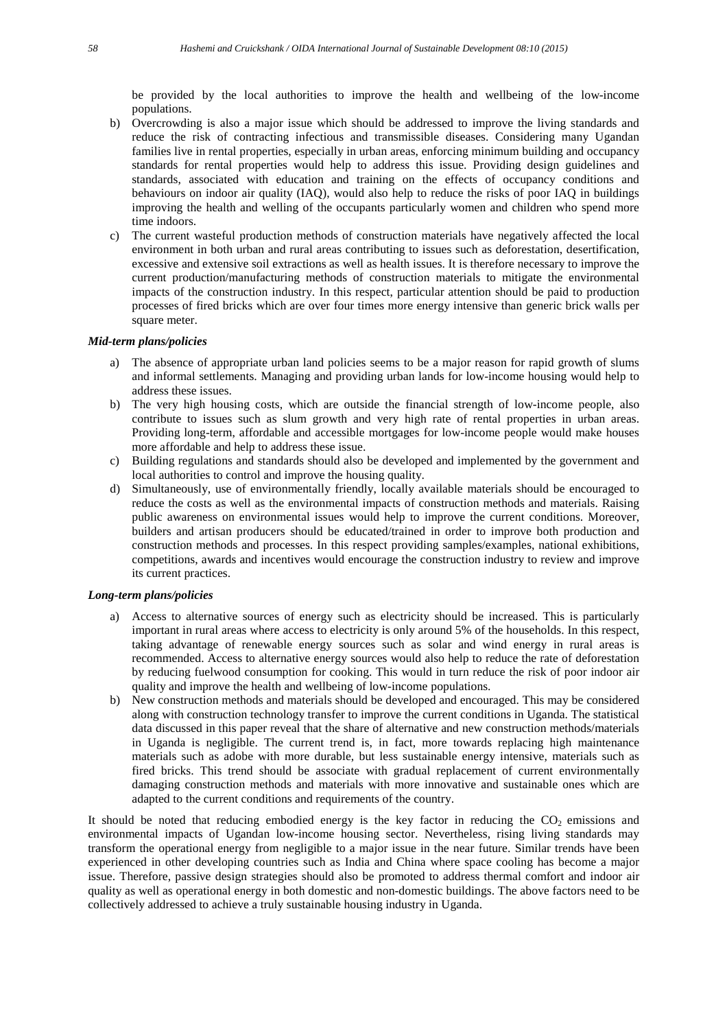be provided by the local authorities to improve the health and wellbeing of the low-income populations.

b) Overcrowding is also a major issue which should be addressed to improve the living standards and reduce the risk of contracting infectious and transmissible diseases. Considering many Ugandan families live in rental properties, especially in urban areas, enforcing minimum building and occupancy standards for rental properties would help to address this issue. Providing design guidelines and standards, associated with education and training on the effects of occupancy conditions and behaviours on indoor air quality (IAQ), would also help to reduce the risks of poor IAQ in buildings improving the health and welling of the occupants particularly women and children who spend more time indoors.

c) The current wasteful production methods of construction materials have negatively affected the local environment in both urban and rural areas contributing to issues such as deforestation, desertification, excessive and extensive soil extractions as well as health issues. It is therefore necessary to improve the current production/manufacturing methods of construction materials to mitigate the environmental impacts of the construction industry. In this respect, particular attention should be paid to production processes of fired bricks which are over four times more energy intensive than generic brick walls per square meter.

***Mid-term plans/policies***

a) The absence of appropriate urban land policies seems to be a major reason for rapid growth of slums and informal settlements. Managing and providing urban lands for low-income housing would help to address these issues.

b) The very high housing costs, which are outside the financial strength of low-income people, also contribute to issues such as slum growth and very high rate of rental properties in urban areas. Providing long-term, affordable and accessible mortgages for low-income people would make houses more affordable and help to address these issue.

c) Building regulations and standards should also be developed and implemented by the government and local authorities to control and improve the housing quality.

d) Simultaneously, use of environmentally friendly, locally available materials should be encouraged to reduce the costs as well as the environmental impacts of construction methods and materials. Raising public awareness on environmental issues would help to improve the current conditions. Moreover, builders and artisan producers should be educated/trained in order to improve both production and construction methods and processes. In this respect providing samples/examples, national exhibitions, competitions, awards and incentives would encourage the construction industry to review and improve its current practices.

***Long-term plans/policies***

a) Access to alternative sources of energy such as electricity should be increased. This is particularly important in rural areas where access to electricity is only around 5% of the households. In this respect, taking advantage of renewable energy sources such as solar and wind energy in rural areas is recommended. Access to alternative energy sources would also help to reduce the rate of deforestation by reducing fuelwood consumption for cooking. This would in turn reduce the risk of poor indoor air quality and improve the health and wellbeing of low-income populations.

b) New construction methods and materials should be developed and encouraged. This may be considered along with construction technology transfer to improve the current conditions in Uganda. The statistical data discussed in this paper reveal that the share of alternative and new construction methods/materials in Uganda is negligible. The current trend is, in fact, more towards replacing high maintenance materials such as adobe with more durable, but less sustainable energy intensive, materials such as fired bricks. This trend should be associate with gradual replacement of current environmentally damaging construction methods and materials with more innovative and sustainable ones which are adapted to the current conditions and requirements of the country.

It should be noted that reducing embodied energy is the key factor in reducing the $CO_2$ emissions and environmental impacts of Ugandan low-income housing sector. Nevertheless, rising living standards may transform the operational energy from negligible to a major issue in the near future. Similar trends have been experienced in other developing countries such as India and China where space cooling has become a major issue. Therefore, passive design strategies should also be promoted to address thermal comfort and indoor air quality as well as operational energy in both domestic and non-domestic buildings. The above factors need to be collectively addressed to achieve a truly sustainable housing industry in Uganda.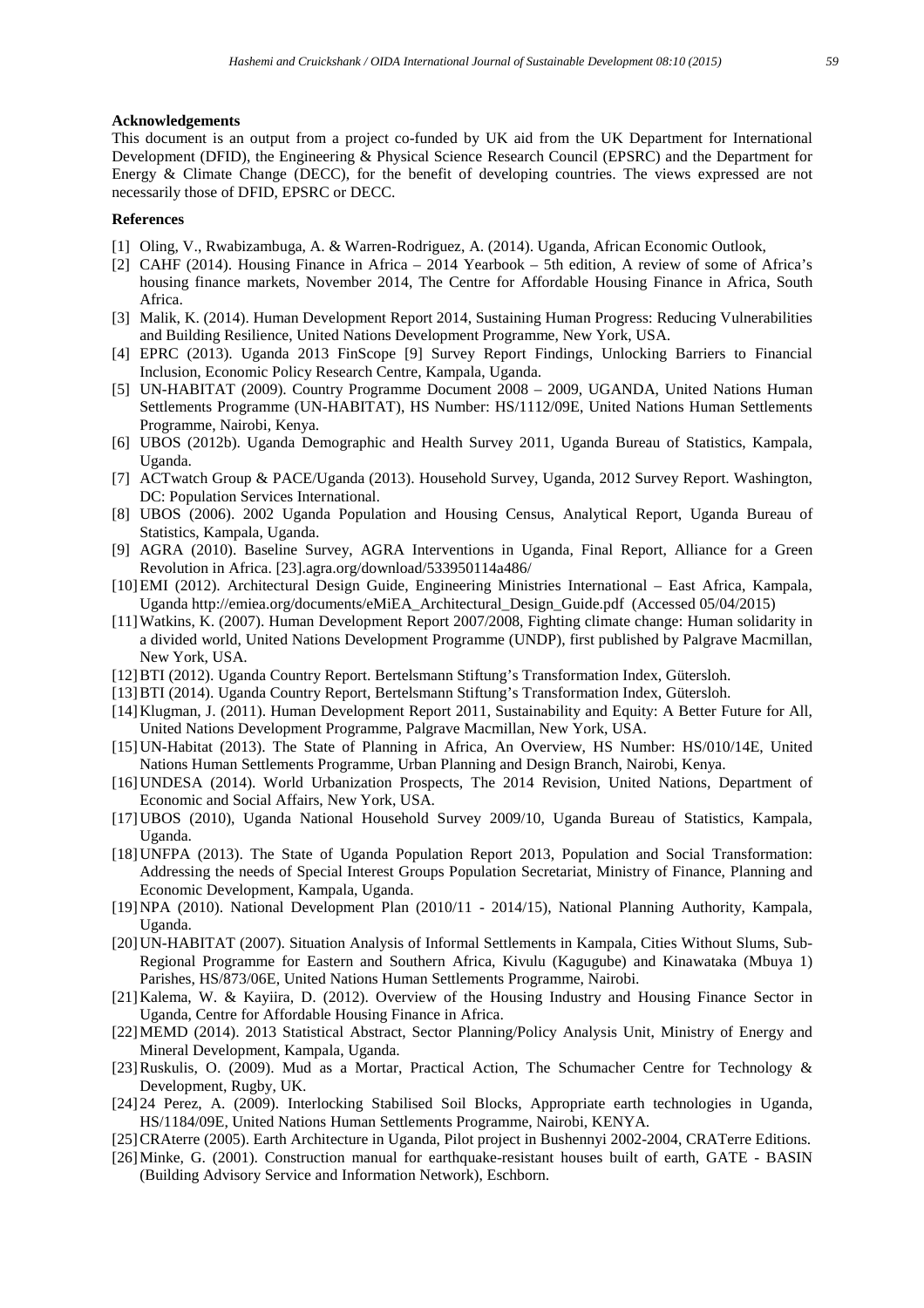## Acknowledgements

This document is an output from a project co-funded by UK aid from the UK Department for International Development (DFID), the Engineering & Physical Science Research Council (EPSRC) and the Department for Energy & Climate Change (DECC), for the benefit of developing countries. The views expressed are not necessarily those of DFID, EPSRC or DECC.

## References

[1] Oling, V., Rwabizambuga, A. & Warren-Rodriguez, A. (2014). Uganda, African Economic Outlook,

[2] CAHF (2014). Housing Finance in Africa – 2014 Yearbook – 5th edition, A review of some of Africa's housing finance markets, November 2014, The Centre for Affordable Housing Finance in Africa, South Africa.

[3] Malik, K. (2014). Human Development Report 2014, Sustaining Human Progress: Reducing Vulnerabilities and Building Resilience, United Nations Development Programme, New York, USA.

[4] EPRC (2013). Uganda 2013 FinScope [9] Survey Report Findings, Unlocking Barriers to Financial Inclusion, Economic Policy Research Centre, Kampala, Uganda.

[5] UN-HABITAT (2009). Country Programme Document 2008 – 2009, UGANDA, United Nations Human Settlements Programme (UN-HABITAT), HS Number: HS/1112/09E, United Nations Human Settlements Programme, Nairobi, Kenya.

[6] UBOS (2012b). Uganda Demographic and Health Survey 2011, Uganda Bureau of Statistics, Kampala, Uganda.

[7] ACTwatch Group & PACE/Uganda (2013). Household Survey, Uganda, 2012 Survey Report. Washington, DC: Population Services International.

[8] UBOS (2006). 2002 Uganda Population and Housing Census, Analytical Report, Uganda Bureau of Statistics, Kampala, Uganda.

[9] AGRA (2010). Baseline Survey, AGRA Interventions in Uganda, Final Report, Alliance for a Green Revolution in Africa. [23].agra.org/download/533950114a486/

[10] EMI (2012). Architectural Design Guide, Engineering Ministries International – East Africa, Kampala, Uganda http://emiea.org/documents/eMiEA_Architectural_Design_Guide.pdf (Accessed 05/04/2015)

[11] Watkins, K. (2007). Human Development Report 2007/2008, Fighting climate change: Human solidarity in a divided world, United Nations Development Programme (UNDP), first published by Palgrave Macmillan, New York, USA.

[12] BTI (2012). Uganda Country Report. Bertelsmann Stiftung's Transformation Index, Gütersloh.

[13] BTI (2014). Uganda Country Report, Bertelsmann Stiftung's Transformation Index, Gütersloh.

[14] Klugman, J. (2011). Human Development Report 2011, Sustainability and Equity: A Better Future for All, United Nations Development Programme, Palgrave Macmillan, New York, USA.

[15] UN-Habitat (2013). The State of Planning in Africa, An Overview, HS Number: HS/010/14E, United Nations Human Settlements Programme, Urban Planning and Design Branch, Nairobi, Kenya.

[16] UNDESA (2014). World Urbanization Prospects, The 2014 Revision, United Nations, Department of Economic and Social Affairs, New York, USA.

[17] UBOS (2010), Uganda National Household Survey 2009/10, Uganda Bureau of Statistics, Kampala, Uganda.

[18] UNFPA (2013). The State of Uganda Population Report 2013, Population and Social Transformation: Addressing the needs of Special Interest Groups Population Secretariat, Ministry of Finance, Planning and Economic Development, Kampala, Uganda.

[19] NPA (2010). National Development Plan (2010/11 - 2014/15), National Planning Authority, Kampala, Uganda.

[20] UN-HABITAT (2007). Situation Analysis of Informal Settlements in Kampala, Cities Without Slums, Sub-Regional Programme for Eastern and Southern Africa, Kivulu (Kagugube) and Kinawataka (Mbuya 1) Parishes, HS/873/06E, United Nations Human Settlements Programme, Nairobi.

[21] Kalema, W. & Kayiira, D. (2012). Overview of the Housing Industry and Housing Finance Sector in Uganda, Centre for Affordable Housing Finance in Africa.

[22] MEMD (2014). 2013 Statistical Abstract, Sector Planning/Policy Analysis Unit, Ministry of Energy and Mineral Development, Kampala, Uganda.

[23] Ruskulis, O. (2009). Mud as a Mortar, Practical Action, The Schumacher Centre for Technology & Development, Rugby, UK.

[24] 24 Perez, A. (2009). Interlocking Stabilised Soil Blocks, Appropriate earth technologies in Uganda, HS/1184/09E, United Nations Human Settlements Programme, Nairobi, KENYA.

[25] CRAterre (2005). Earth Architecture in Uganda, Pilot project in Bushennyi 2002-2004, CRATerre Editions.

[26] Minke, G. (2001). Construction manual for earthquake-resistant houses built of earth, GATE - BASIN (Building Advisory Service and Information Network), Eschborn.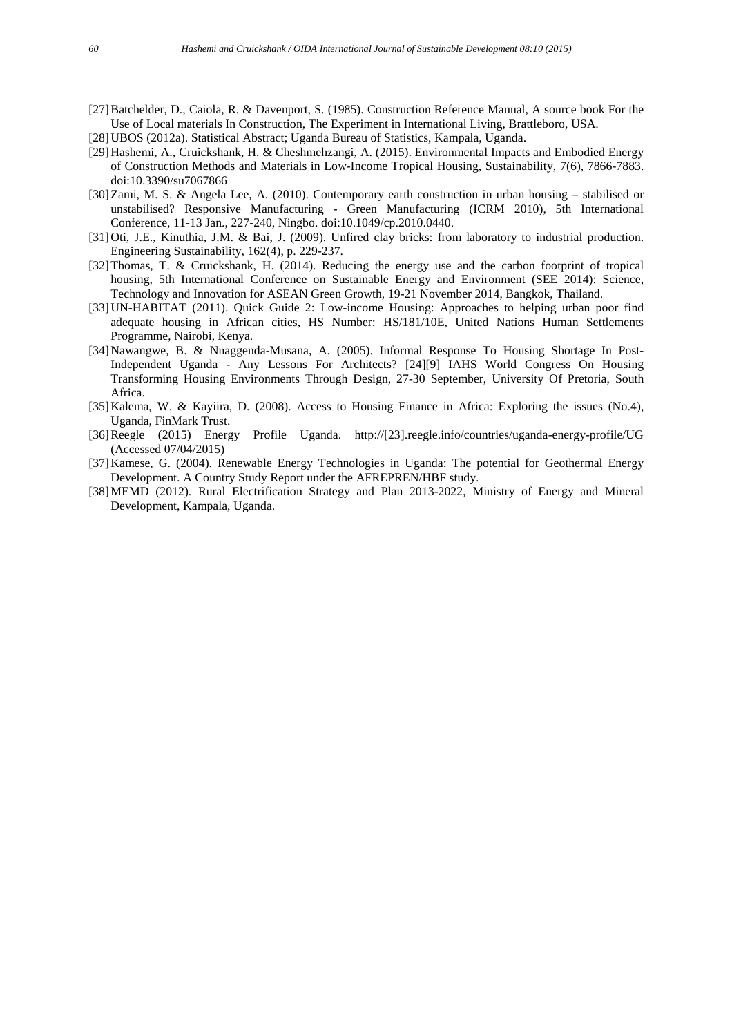[27] Batchelder, D., Caiola, R. & Davenport, S. (1985). Construction Reference Manual, A source book For the Use of Local materials In Construction, The Experiment in International Living, Brattleboro, USA.

[28] UBOS (2012a). Statistical Abstract; Uganda Bureau of Statistics, Kampala, Uganda.

[29] Hashemi, A., Cruickshank, H. & Cheshmehzangi, A. (2015). Environmental Impacts and Embodied Energy of Construction Methods and Materials in Low-Income Tropical Housing, Sustainability, 7(6), 7866-7883. doi:10.3390/su7067866

[30] Zami, M. S. & Angela Lee, A. (2010). Contemporary earth construction in urban housing – stabilised or unstabilised? Responsive Manufacturing - Green Manufacturing (ICRM 2010), 5th International Conference, 11-13 Jan., 227-240, Ningbo. doi:10.1049/cp.2010.0440.

[31] Oti, J.E., Kinuthia, J.M. & Bai, J. (2009). Unfired clay bricks: from laboratory to industrial production. Engineering Sustainability, 162(4), p. 229-237.

[32] Thomas, T. & Cruickshank, H. (2014). Reducing the energy use and the carbon footprint of tropical housing, 5th International Conference on Sustainable Energy and Environment (SEE 2014): Science, Technology and Innovation for ASEAN Green Growth, 19-21 November 2014, Bangkok, Thailand.

[33] UN-HABITAT (2011). Quick Guide 2: Low-income Housing: Approaches to helping urban poor find adequate housing in African cities, HS Number: HS/181/10E, United Nations Human Settlements Programme, Nairobi, Kenya.

[34] Nawangwe, B. & Nnaggenda-Musana, A. (2005). Informal Response To Housing Shortage In Post-Independent Uganda - Any Lessons For Architects? [24][9] IAHS World Congress On Housing Transforming Housing Environments Through Design, 27-30 September, University Of Pretoria, South Africa.

[35] Kalema, W. & Kayiira, D. (2008). Access to Housing Finance in Africa: Exploring the issues (No.4), Uganda, FinMark Trust.

[36] Reegle (2015) Energy Profile Uganda. http://[23].reegle.info/countries/uganda-energy-profile/UG (Accessed 07/04/2015)

[37] Kamese, G. (2004). Renewable Energy Technologies in Uganda: The potential for Geothermal Energy Development. A Country Study Report under the AFREPREN/HBF study.

[38] MEMD (2012). Rural Electrification Strategy and Plan 2013-2022, Ministry of Energy and Mineral Development, Kampala, Uganda.